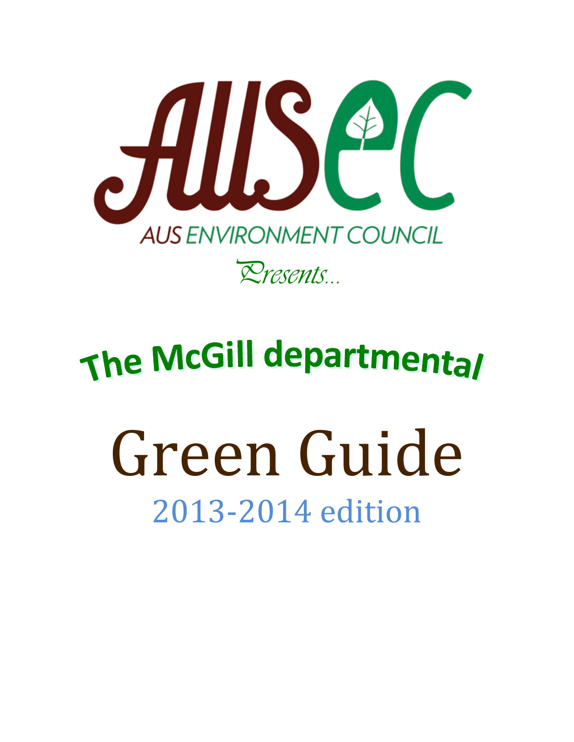AUSEC

AUS ENVIRONMENT COUNCIL

*Presents...*

## The McGill departmental

# Green Guide

2013-2014 edition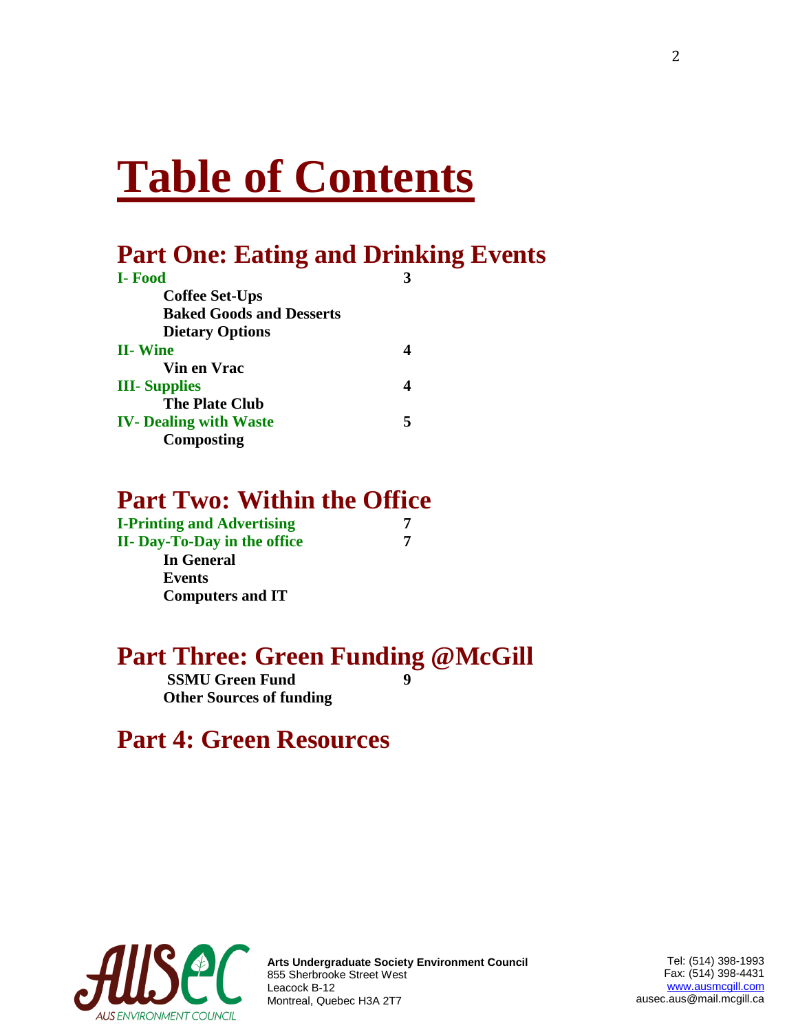# Table of Contents

## Part One: Eating and Drinking Events

**I- Food** **3**

- **Coffee Set-Ups**
- **Baked Goods and Desserts**
- **Dietary Options**

**II- Wine** **4**

- **Vin en Vrac**

**III- Supplies** **4**

- **The Plate Club**

**IV- Dealing with Waste** **5**

- **Composting**

## Part Two: Within the Office

**I-Printing and Advertising** **7**

**II- Day-To-Day in the office** **7**

- **In General**
- **Events**
- **Computers and IT**

## Part Three: Green Funding @McGill

- **SSMU Green Fund** **9**
- **Other Sources of funding**

## Part 4: Green Resources

**Arts Undergraduate Society Environment Council**
855 Sherbrooke Street West
Leacock B-12
Montreal, Quebec H3A 2T7

Tel: (514) 398-1993
Fax: (514) 398-4431
www.ausmcgill.com
ausec.aus@mail.mcgill.ca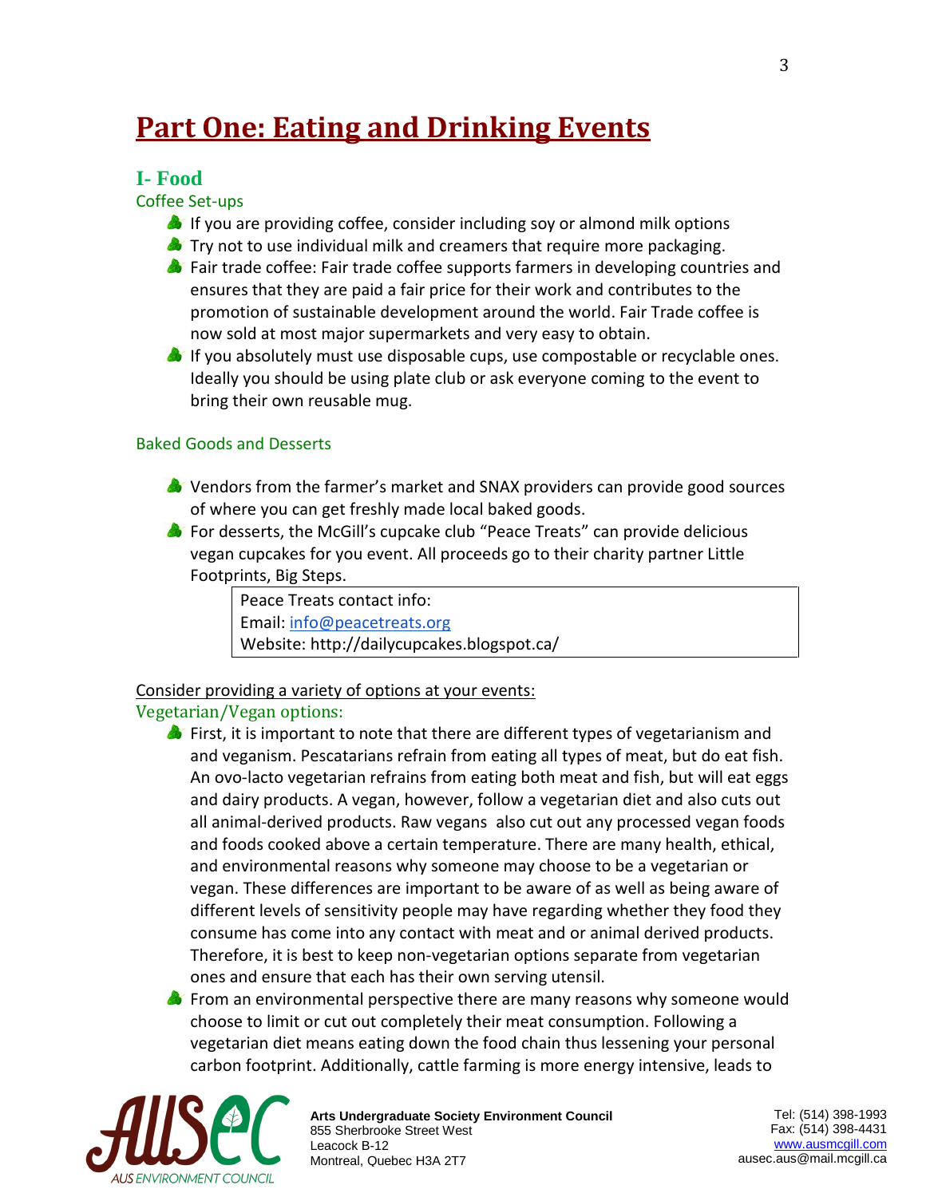# Part One: Eating and Drinking Events

## I- Food

### Coffee Set-ups

- If you are providing coffee, consider including soy or almond milk options
- Try not to use individual milk and creamers that require more packaging.
- Fair trade coffee: Fair trade coffee supports farmers in developing countries and ensures that they are paid a fair price for their work and contributes to the promotion of sustainable development around the world. Fair Trade coffee is now sold at most major supermarkets and very easy to obtain.
- If you absolutely must use disposable cups, use compostable or recyclable ones. Ideally you should be using plate club or ask everyone coming to the event to bring their own reusable mug.

### Baked Goods and Desserts

- Vendors from the farmer's market and SNAX providers can provide good sources of where you can get freshly made local baked goods.
- For desserts, the McGill's cupcake club "Peace Treats" can provide delicious vegan cupcakes for you event. All proceeds go to their charity partner Little Footprints, Big Steps.

> Peace Treats contact info:
> Email: info@peacetreats.org
> Website: http://dailycupcakes.blogspot.ca/

<u>Consider providing a variety of options at your events:</u>

### Vegetarian/Vegan options:

- First, it is important to note that there are different types of vegetarianism and and veganism. Pescatarians refrain from eating all types of meat, but do eat fish. An ovo-lacto vegetarian refrains from eating both meat and fish, but will eat eggs and dairy products. A vegan, however, follow a vegetarian diet and also cuts out all animal-derived products. Raw vegans also cut out any processed vegan foods and foods cooked above a certain temperature. There are many health, ethical, and environmental reasons why someone may choose to be a vegetarian or vegan. These differences are important to be aware of as well as being aware of different levels of sensitivity people may have regarding whether they food they consume has come into any contact with meat and or animal derived products. Therefore, it is best to keep non-vegetarian options separate from vegetarian ones and ensure that each has their own serving utensil.
- From an environmental perspective there are many reasons why someone would choose to limit or cut out completely their meat consumption. Following a vegetarian diet means eating down the food chain thus lessening your personal carbon footprint. Additionally, cattle farming is more energy intensive, leads to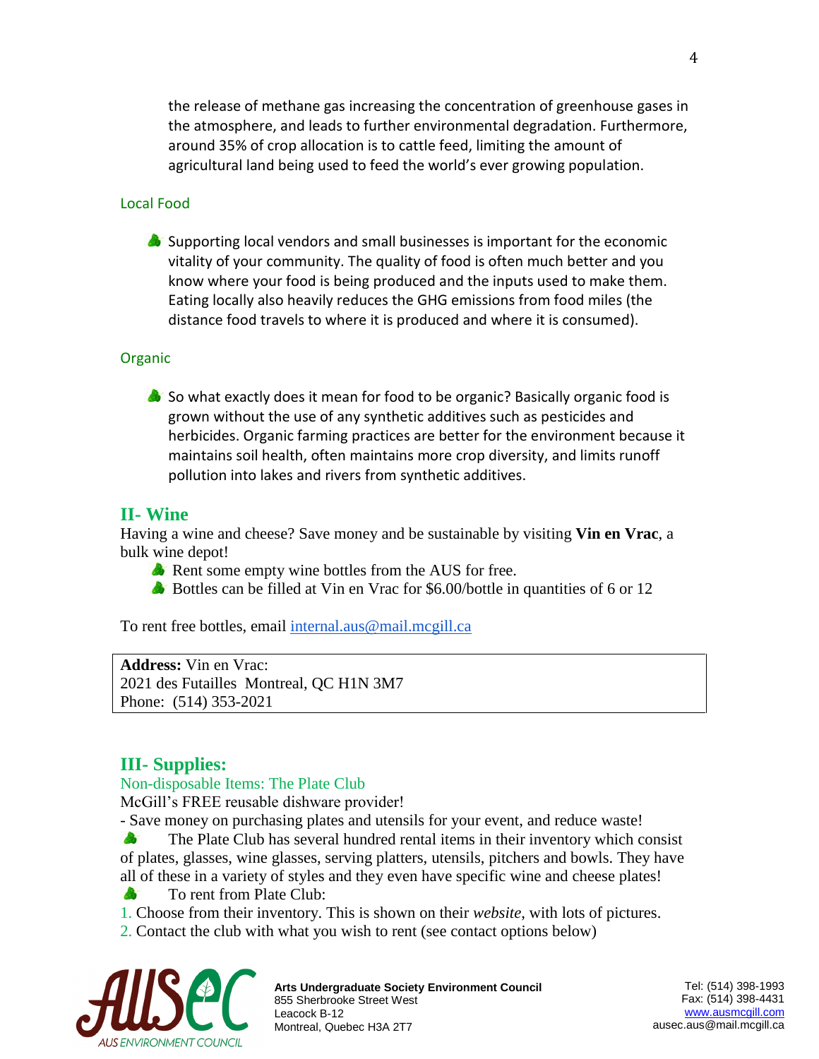the release of methane gas increasing the concentration of greenhouse gases in the atmosphere, and leads to further environmental degradation. Furthermore, around 35% of crop allocation is to cattle feed, limiting the amount of agricultural land being used to feed the world's ever growing population.

### Local Food

- Supporting local vendors and small businesses is important for the economic vitality of your community. The quality of food is often much better and you know where your food is being produced and the inputs used to make them. Eating locally also heavily reduces the GHG emissions from food miles (the distance food travels to where it is produced and where it is consumed).

### Organic

- So what exactly does it mean for food to be organic? Basically organic food is grown without the use of any synthetic additives such as pesticides and herbicides. Organic farming practices are better for the environment because it maintains soil health, often maintains more crop diversity, and limits runoff pollution into lakes and rivers from synthetic additives.

## II- Wine

Having a wine and cheese? Save money and be sustainable by visiting **Vin en Vrac**, a bulk wine depot!

- Rent some empty wine bottles from the AUS for free.
- Bottles can be filled at Vin en Vrac for $6.00/bottle in quantities of 6 or 12

To rent free bottles, email internal.aus@mail.mcgill.ca

**Address:** Vin en Vrac:
2021 des Futailles Montreal, QC H1N 3M7
Phone: (514) 353-2021

## III- Supplies:

### Non-disposable Items: The Plate Club

McGill's FREE reusable dishware provider!

- Save money on purchasing plates and utensils for your event, and reduce waste!

- The Plate Club has several hundred rental items in their inventory which consist of plates, glasses, wine glasses, serving platters, utensils, pitchers and bowls. They have all of these in a variety of styles and they even have specific wine and cheese plates!
- To rent from Plate Club:

1. Choose from their inventory. This is shown on their *website*, with lots of pictures.
2. Contact the club with what you wish to rent (see contact options below)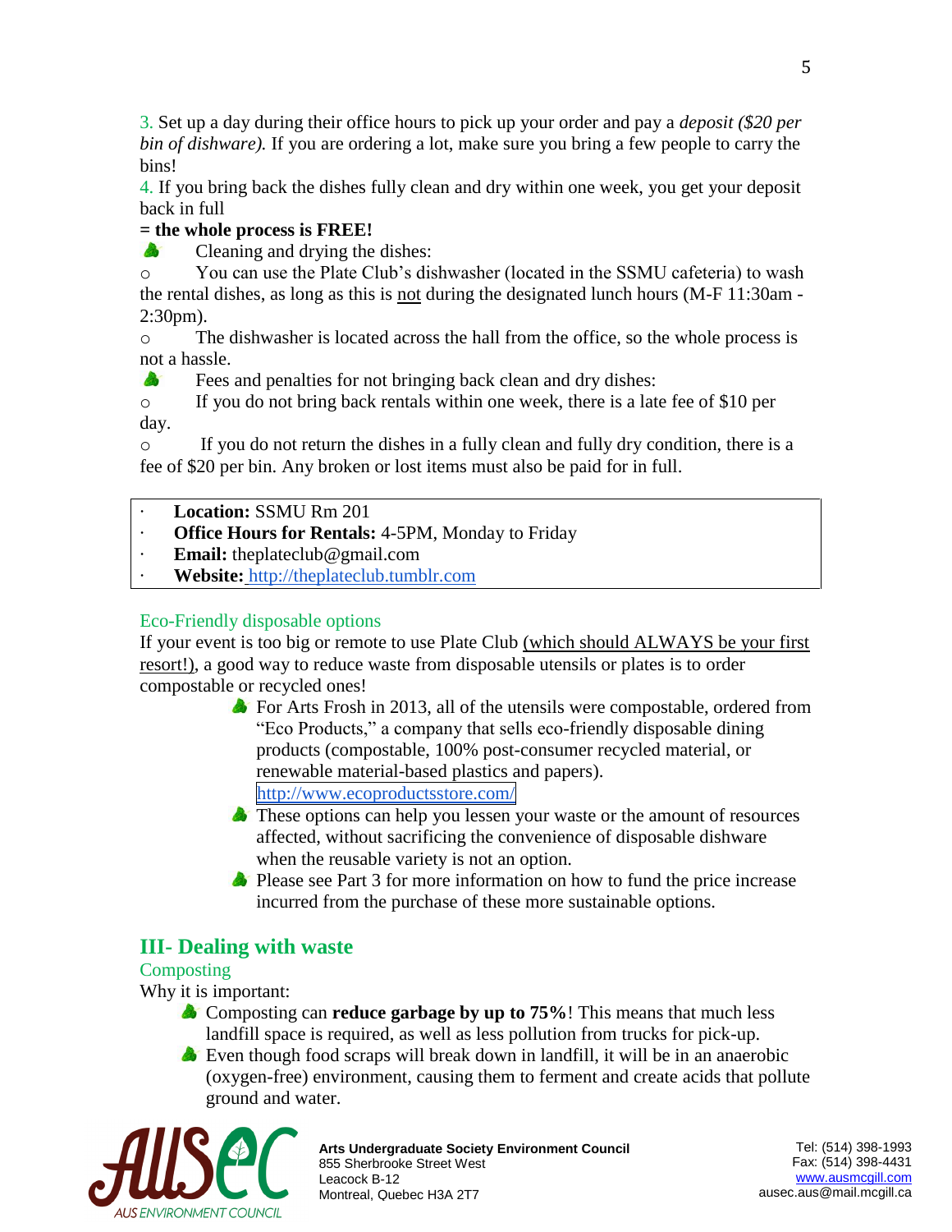3. Set up a day during their office hours to pick up your order and pay a *deposit ($20 per bin of dishware).* If you are ordering a lot, make sure you bring a few people to carry the bins!

4. If you bring back the dishes fully clean and dry within one week, you get your deposit back in full

**= the whole process is FREE!**

- Cleaning and drying the dishes:
  - You can use the Plate Club's dishwasher (located in the SSMU cafeteria) to wash the rental dishes, as long as this is not during the designated lunch hours (M-F 11:30am - 2:30pm).
  - The dishwasher is located across the hall from the office, so the whole process is not a hassle.
- Fees and penalties for not bringing back clean and dry dishes:
  - If you do not bring back rentals within one week, there is a late fee of $10 per day.
  - If you do not return the dishes in a fully clean and fully dry condition, there is a fee of $20 per bin. Any broken or lost items must also be paid for in full.

- **Location:** SSMU Rm 201
- **Office Hours for Rentals:** 4-5PM, Monday to Friday
- **Email:** theplateclub@gmail.com
- **Website:** http://theplateclub.tumblr.com

### Eco-Friendly disposable options

If your event is too big or remote to use Plate Club (which should ALWAYS be your first resort!), a good way to reduce waste from disposable utensils or plates is to order compostable or recycled ones!

- For Arts Frosh in 2013, all of the utensils were compostable, ordered from "Eco Products," a company that sells eco-friendly disposable dining products (compostable, 100% post-consumer recycled material, or renewable material-based plastics and papers). http://www.ecoproductsstore.com/
- These options can help you lessen your waste or the amount of resources affected, without sacrificing the convenience of disposable dishware when the reusable variety is not an option.
- Please see Part 3 for more information on how to fund the price increase incurred from the purchase of these more sustainable options.

## III- Dealing with waste

### Composting

Why it is important:

- Composting can **reduce garbage by up to 75%**! This means that much less landfill space is required, as well as less pollution from trucks for pick-up.
- Even though food scraps will break down in landfill, it will be in an anaerobic (oxygen-free) environment, causing them to ferment and create acids that pollute ground and water.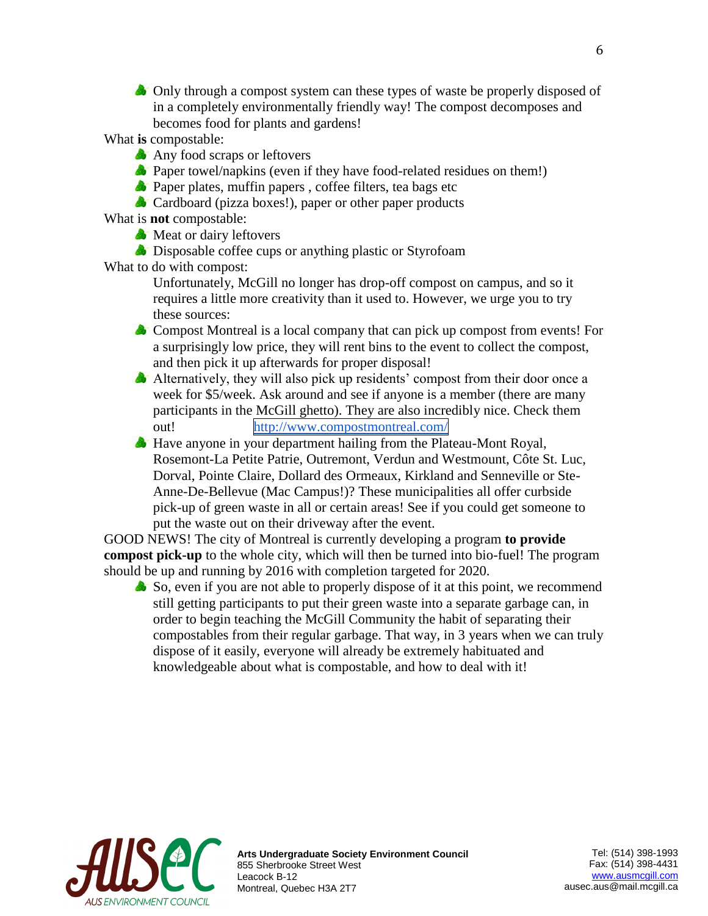- Only through a compost system can these types of waste be properly disposed of in a completely environmentally friendly way! The compost decomposes and becomes food for plants and gardens!

What **is** compostable:

- Any food scraps or leftovers
- Paper towel/napkins (even if they have food-related residues on them!)
- Paper plates, muffin papers , coffee filters, tea bags etc
- Cardboard (pizza boxes!), paper or other paper products

What is **not** compostable:

- Meat or dairy leftovers
- Disposable coffee cups or anything plastic or Styrofoam

What to do with compost:

Unfortunately, McGill no longer has drop-off compost on campus, and so it requires a little more creativity than it used to. However, we urge you to try these sources:

- Compost Montreal is a local company that can pick up compost from events! For a surprisingly low price, they will rent bins to the event to collect the compost, and then pick it up afterwards for proper disposal!
- Alternatively, they will also pick up residents' compost from their door once a week for $5/week. Ask around and see if anyone is a member (there are many participants in the McGill ghetto). They are also incredibly nice. Check them out! http://www.compostmontreal.com/
- Have anyone in your department hailing from the Plateau-Mont Royal, Rosemont-La Petite Patrie, Outremont, Verdun and Westmount, Côte St. Luc, Dorval, Pointe Claire, Dollard des Ormeaux, Kirkland and Senneville or Ste-Anne-De-Bellevue (Mac Campus!)? These municipalities all offer curbside pick-up of green waste in all or certain areas! See if you could get someone to put the waste out on their driveway after the event.

GOOD NEWS! The city of Montreal is currently developing a program **to provide compost pick-up** to the whole city, which will then be turned into bio-fuel! The program should be up and running by 2016 with completion targeted for 2020.

- So, even if you are not able to properly dispose of it at this point, we recommend still getting participants to put their green waste into a separate garbage can, in order to begin teaching the McGill Community the habit of separating their compostables from their regular garbage. That way, in 3 years when we can truly dispose of it easily, everyone will already be extremely habituated and knowledgeable about what is compostable, and how to deal with it!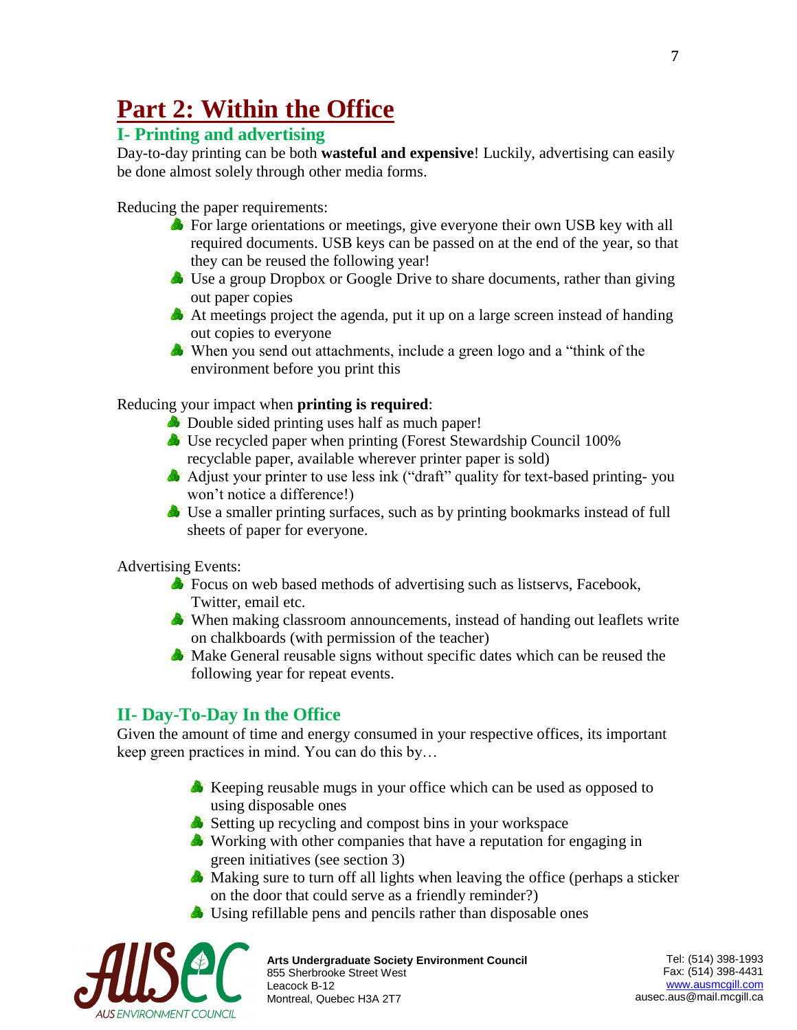# Part 2: Within the Office

## I- Printing and advertising

Day-to-day printing can be both **wasteful and expensive**! Luckily, advertising can easily be done almost solely through other media forms.

Reducing the paper requirements:

- For large orientations or meetings, give everyone their own USB key with all required documents. USB keys can be passed on at the end of the year, so that they can be reused the following year!
- Use a group Dropbox or Google Drive to share documents, rather than giving out paper copies
- At meetings project the agenda, put it up on a large screen instead of handing out copies to everyone
- When you send out attachments, include a green logo and a "think of the environment before you print this

Reducing your impact when **printing is required**:

- Double sided printing uses half as much paper!
- Use recycled paper when printing (Forest Stewardship Council 100% recyclable paper, available wherever printer paper is sold)
- Adjust your printer to use less ink ("draft" quality for text-based printing- you won't notice a difference!)
- Use a smaller printing surfaces, such as by printing bookmarks instead of full sheets of paper for everyone.

Advertising Events:

- Focus on web based methods of advertising such as listservs, Facebook, Twitter, email etc.
- When making classroom announcements, instead of handing out leaflets write on chalkboards (with permission of the teacher)
- Make General reusable signs without specific dates which can be reused the following year for repeat events.

## II- Day-To-Day In the Office

Given the amount of time and energy consumed in your respective offices, its important keep green practices in mind. You can do this by…

- Keeping reusable mugs in your office which can be used as opposed to using disposable ones
- Setting up recycling and compost bins in your workspace
- Working with other companies that have a reputation for engaging in green initiatives (see section 3)
- Making sure to turn off all lights when leaving the office (perhaps a sticker on the door that could serve as a friendly reminder?)
- Using refillable pens and pencils rather than disposable ones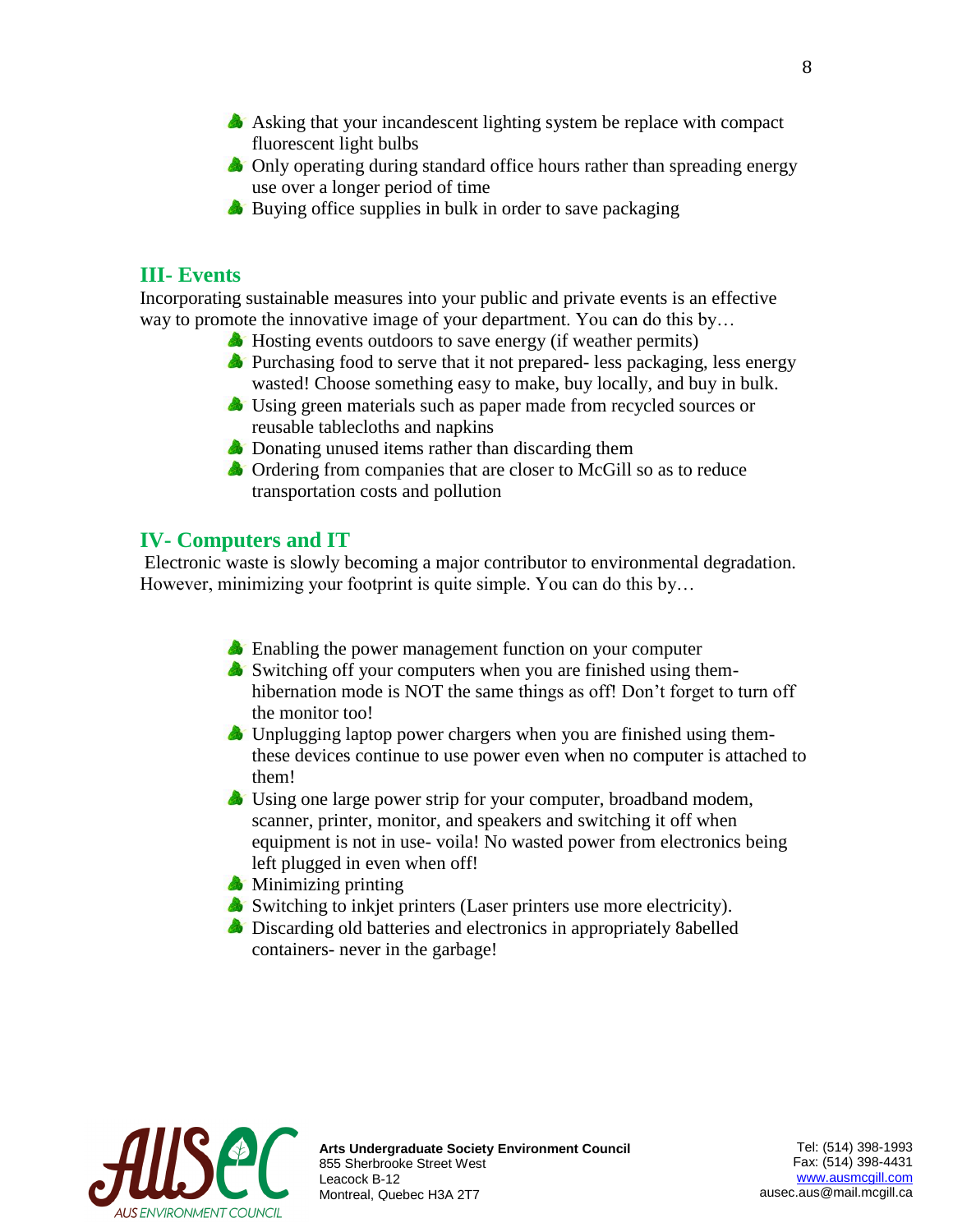- Asking that your incandescent lighting system be replace with compact fluorescent light bulbs
- Only operating during standard office hours rather than spreading energy use over a longer period of time
- Buying office supplies in bulk in order to save packaging

## III- Events

Incorporating sustainable measures into your public and private events is an effective way to promote the innovative image of your department. You can do this by…

- Hosting events outdoors to save energy (if weather permits)
- Purchasing food to serve that it not prepared- less packaging, less energy wasted! Choose something easy to make, buy locally, and buy in bulk.
- Using green materials such as paper made from recycled sources or reusable tablecloths and napkins
- Donating unused items rather than discarding them
- Ordering from companies that are closer to McGill so as to reduce transportation costs and pollution

## IV- Computers and IT

Electronic waste is slowly becoming a major contributor to environmental degradation. However, minimizing your footprint is quite simple. You can do this by…

- Enabling the power management function on your computer
- Switching off your computers when you are finished using them- hibernation mode is NOT the same things as off! Don't forget to turn off the monitor too!
- Unplugging laptop power chargers when you are finished using them- these devices continue to use power even when no computer is attached to them!
- Using one large power strip for your computer, broadband modem, scanner, printer, monitor, and speakers and switching it off when equipment is not in use- voila! No wasted power from electronics being left plugged in even when off!
- Minimizing printing
- Switching to inkjet printers (Laser printers use more electricity).
- Discarding old batteries and electronics in appropriately 8abelled containers- never in the garbage!

AUSEC
AUS ENVIRONMENT COUNCIL

**Arts Undergraduate Society Environment Council**
855 Sherbrooke Street West
Leacock B-12
Montreal, Quebec H3A 2T7

Tel: (514) 398-1993
Fax: (514) 398-4431
www.ausmcgill.com
ausec.aus@mail.mcgill.ca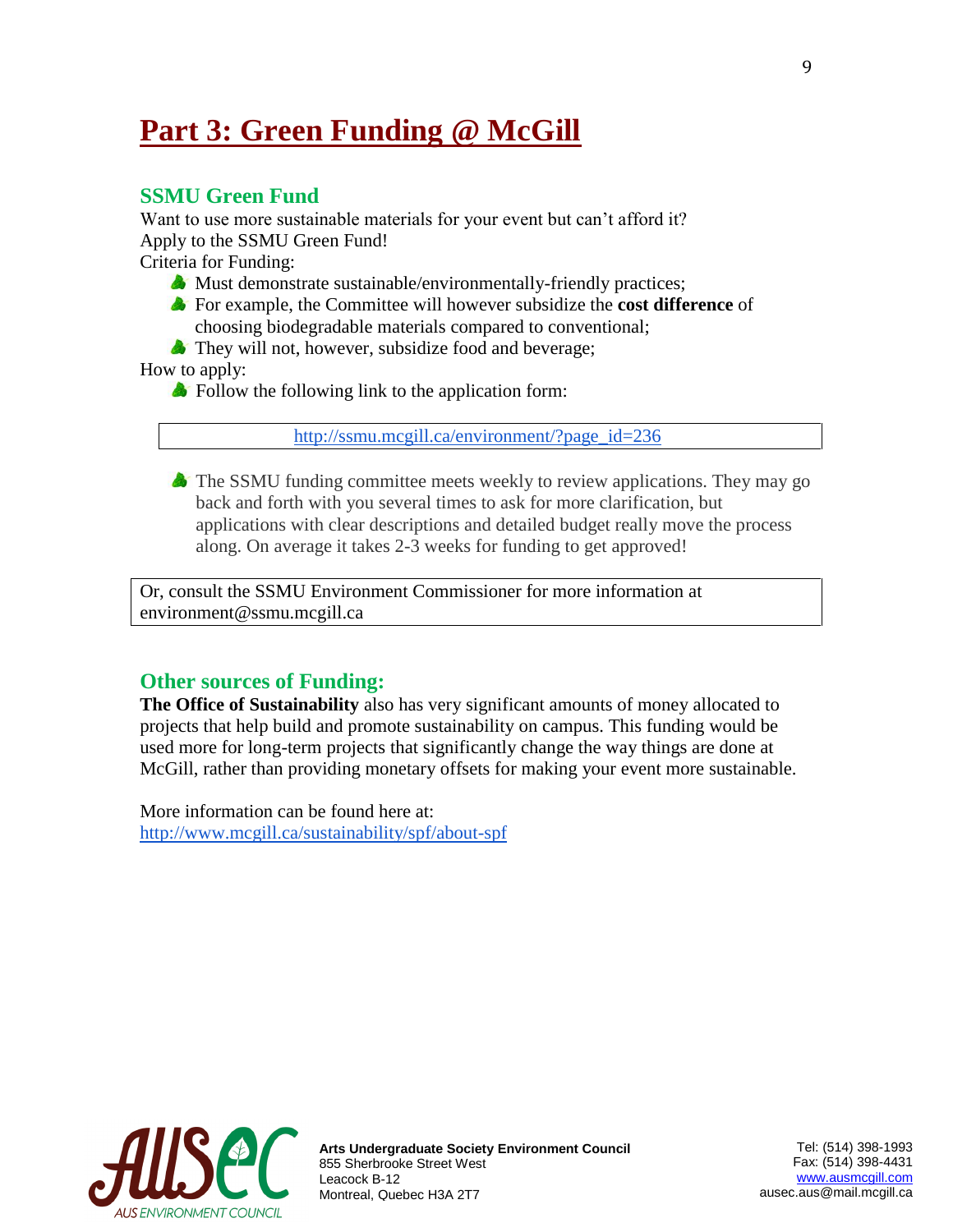# Part 3: Green Funding @ McGill

## SSMU Green Fund

Want to use more sustainable materials for your event but can't afford it?
Apply to the SSMU Green Fund!
Criteria for Funding:

- Must demonstrate sustainable/environmentally-friendly practices;
- For example, the Committee will however subsidize the **cost difference** of choosing biodegradable materials compared to conventional;
- They will not, however, subsidize food and beverage;

How to apply:

- Follow the following link to the application form:

http://ssmu.mcgill.ca/environment/?page_id=236

- The SSMU funding committee meets weekly to review applications. They may go back and forth with you several times to ask for more clarification, but applications with clear descriptions and detailed budget really move the process along. On average it takes 2-3 weeks for funding to get approved!

Or, consult the SSMU Environment Commissioner for more information at environment@ssmu.mcgill.ca

## Other sources of Funding:

**The Office of Sustainability** also has very significant amounts of money allocated to projects that help build and promote sustainability on campus. This funding would be used more for long-term projects that significantly change the way things are done at McGill, rather than providing monetary offsets for making your event more sustainable.

More information can be found here at:
http://www.mcgill.ca/sustainability/spf/about-spf

**Arts Undergraduate Society Environment Council**
855 Sherbrooke Street West
Leacock B-12
Montreal, Quebec H3A 2T7

Tel: (514) 398-1993
Fax: (514) 398-4431
www.ausmcgill.com
ausec.aus@mail.mcgill.ca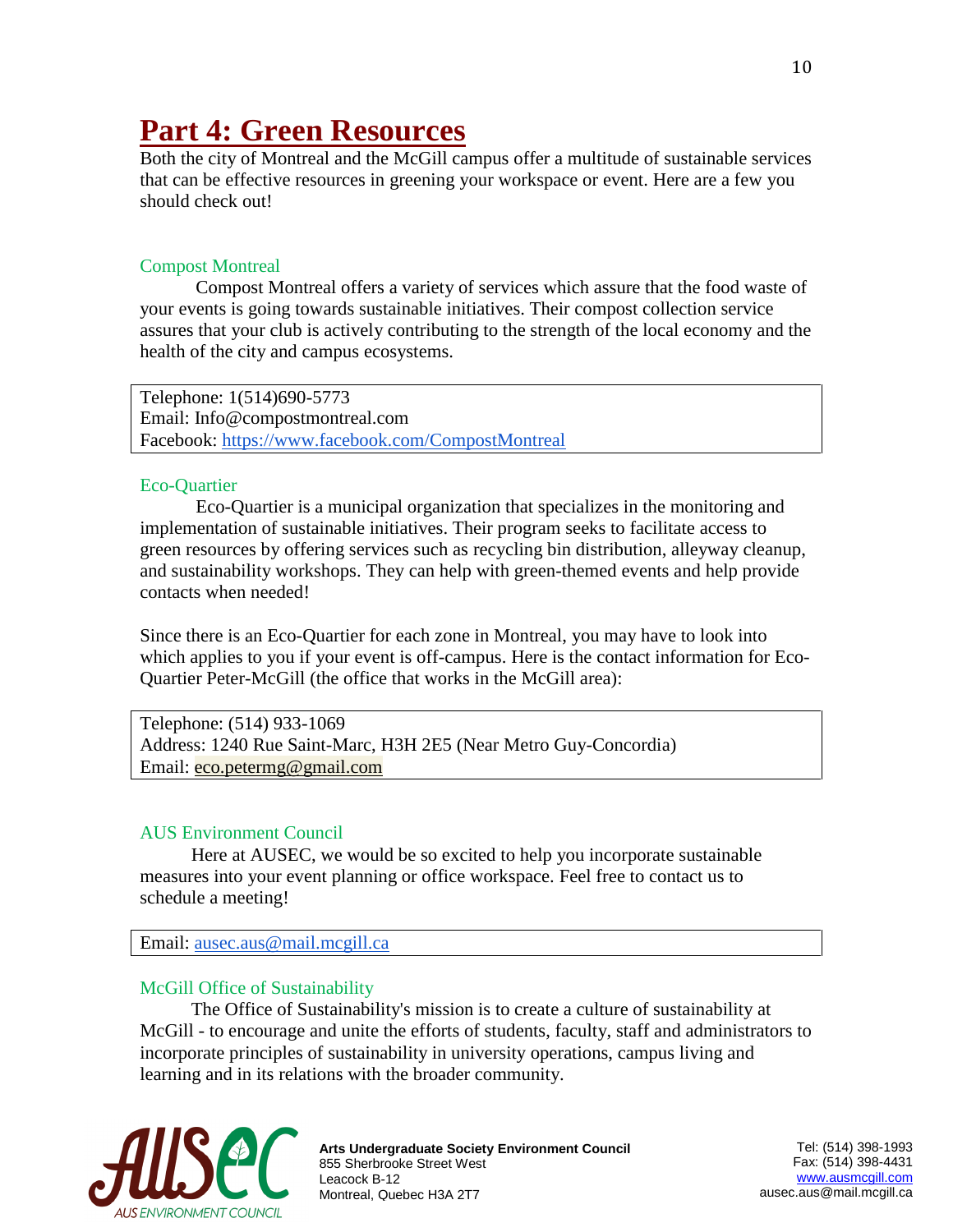# Part 4: Green Resources

Both the city of Montreal and the McGill campus offer a multitude of sustainable services that can be effective resources in greening your workspace or event. Here are a few you should check out!

### Compost Montreal

Compost Montreal offers a variety of services which assure that the food waste of your events is going towards sustainable initiatives. Their compost collection service assures that your club is actively contributing to the strength of the local economy and the health of the city and campus ecosystems.

Telephone: 1(514)690-5773
Email: Info@compostmontreal.com
Facebook: https://www.facebook.com/CompostMontreal

### Eco-Quartier

Eco-Quartier is a municipal organization that specializes in the monitoring and implementation of sustainable initiatives. Their program seeks to facilitate access to green resources by offering services such as recycling bin distribution, alleyway cleanup, and sustainability workshops. They can help with green-themed events and help provide contacts when needed!

Since there is an Eco-Quartier for each zone in Montreal, you may have to look into which applies to you if your event is off-campus. Here is the contact information for Eco-Quartier Peter-McGill (the office that works in the McGill area):

Telephone: (514) 933-1069
Address: 1240 Rue Saint-Marc, H3H 2E5 (Near Metro Guy-Concordia)
Email: eco.petermg@gmail.com

### AUS Environment Council

Here at AUSEC, we would be so excited to help you incorporate sustainable measures into your event planning or office workspace. Feel free to contact us to schedule a meeting!

Email: ausec.aus@mail.mcgill.ca

### McGill Office of Sustainability

The Office of Sustainability's mission is to create a culture of sustainability at McGill - to encourage and unite the efforts of students, faculty, staff and administrators to incorporate principles of sustainability in university operations, campus living and learning and in its relations with the broader community.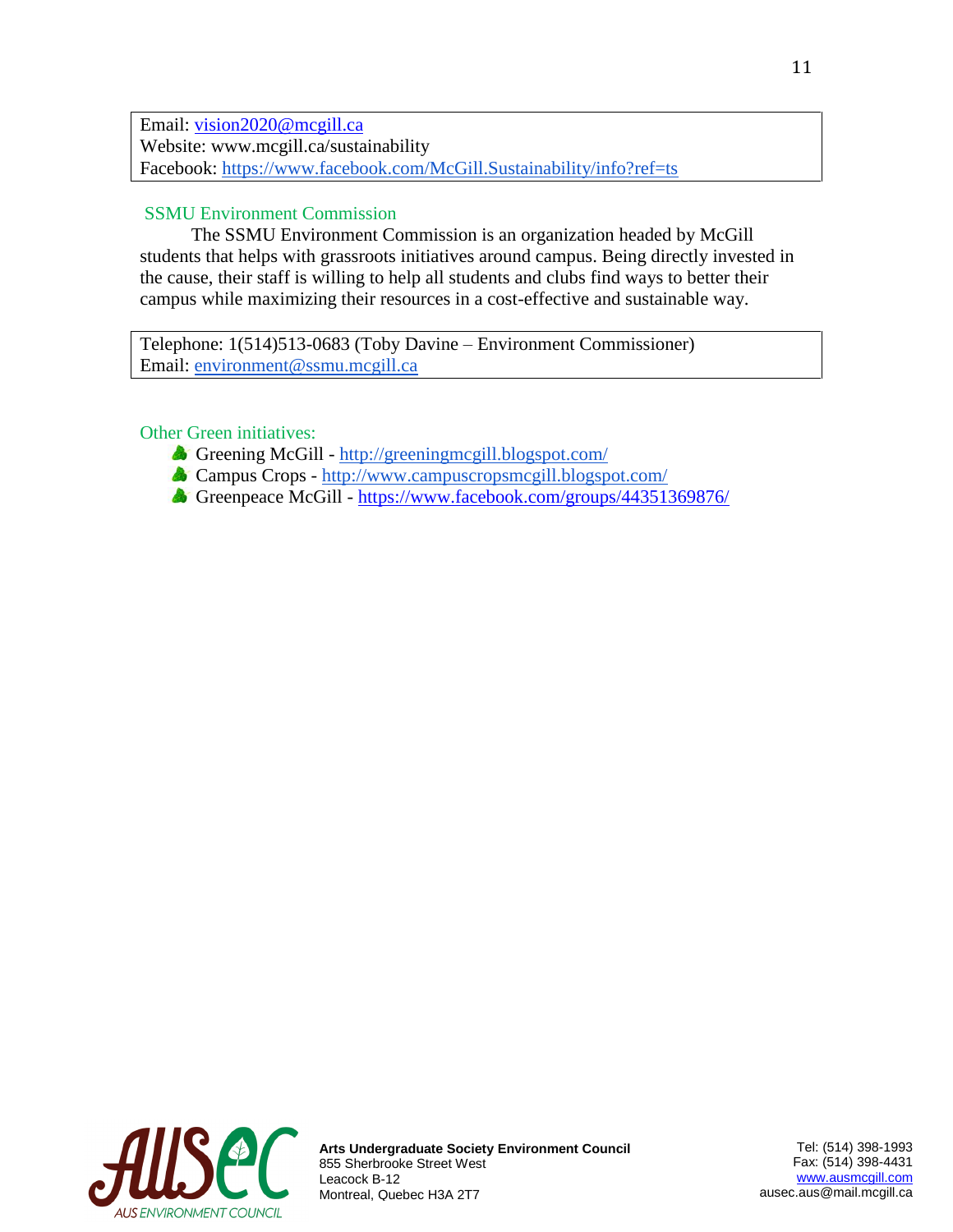Email: vision2020@mcgill.ca
Website: www.mcgill.ca/sustainability
Facebook: https://www.facebook.com/McGill.Sustainability/info?ref=ts

### SSMU Environment Commission

The SSMU Environment Commission is an organization headed by McGill students that helps with grassroots initiatives around campus. Being directly invested in the cause, their staff is willing to help all students and clubs find ways to better their campus while maximizing their resources in a cost-effective and sustainable way.

Telephone: 1(514)513-0683 (Toby Davine – Environment Commissioner)
Email: environment@ssmu.mcgill.ca

### Other Green initiatives:

- Greening McGill - http://greeningmcgill.blogspot.com/
- Campus Crops - http://www.campuscropsmcgill.blogspot.com/
- Greenpeace McGill - https://www.facebook.com/groups/44351369876/

**Arts Undergraduate Society Environment Council**
855 Sherbrooke Street West
Leacock B-12
Montreal, Quebec H3A 2T7

Tel: (514) 398-1993
Fax: (514) 398-4431
www.ausmcgill.com
ausec.aus@mail.mcgill.ca